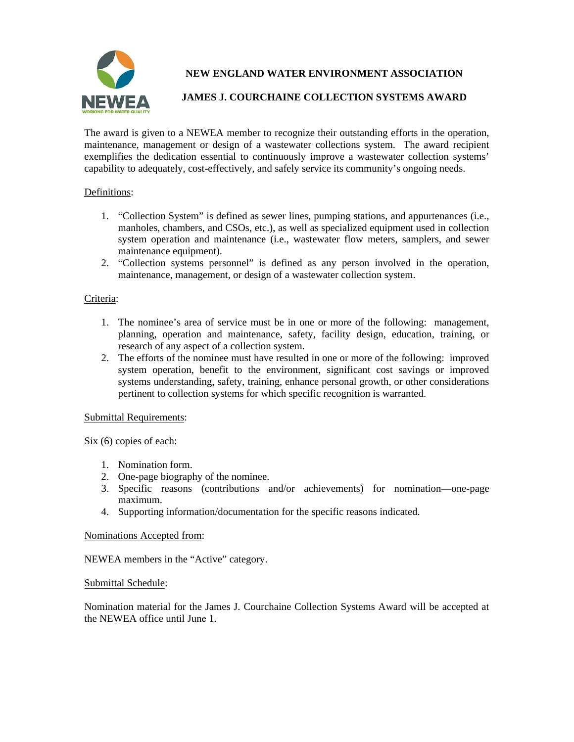# NEW ENGLAND WATER ENVIRONMENT ASSOCIATION

## JAMES J. COURCHAINE COLLECTION SYSTEMS AWARD

The award is given to a NEWEA member to recognize their outstanding efforts in the operation, maintenance, management or design of a wastewater collections system. The award recipient exemplifies the dedication essential to continuously improve a wastewater collection systems' capability to adequately, cost-effectively, and safely service its community's ongoing needs.

Definitions:

1. "Collection System" is defined as sewer lines, pumping stations, and appurtenances (i.e., manholes, chambers, and CSOs, etc.), as well as specialized equipment used in collection system operation and maintenance (i.e., wastewater flow meters, samplers, and sewer maintenance equipment).
2. "Collection systems personnel" is defined as any person involved in the operation, maintenance, management, or design of a wastewater collection system.

Criteria:

1. The nominee's area of service must be in one or more of the following: management, planning, operation and maintenance, safety, facility design, education, training, or research of any aspect of a collection system.
2. The efforts of the nominee must have resulted in one or more of the following: improved system operation, benefit to the environment, significant cost savings or improved systems understanding, safety, training, enhance personal growth, or other considerations pertinent to collection systems for which specific recognition is warranted.

Submittal Requirements:

Six (6) copies of each:

1. Nomination form.
2. One-page biography of the nominee.
3. Specific reasons (contributions and/or achievements) for nomination—one-page maximum.
4. Supporting information/documentation for the specific reasons indicated.

Nominations Accepted from:

NEWEA members in the "Active" category.

Submittal Schedule:

Nomination material for the James J. Courchaine Collection Systems Award will be accepted at the NEWEA office until June 1.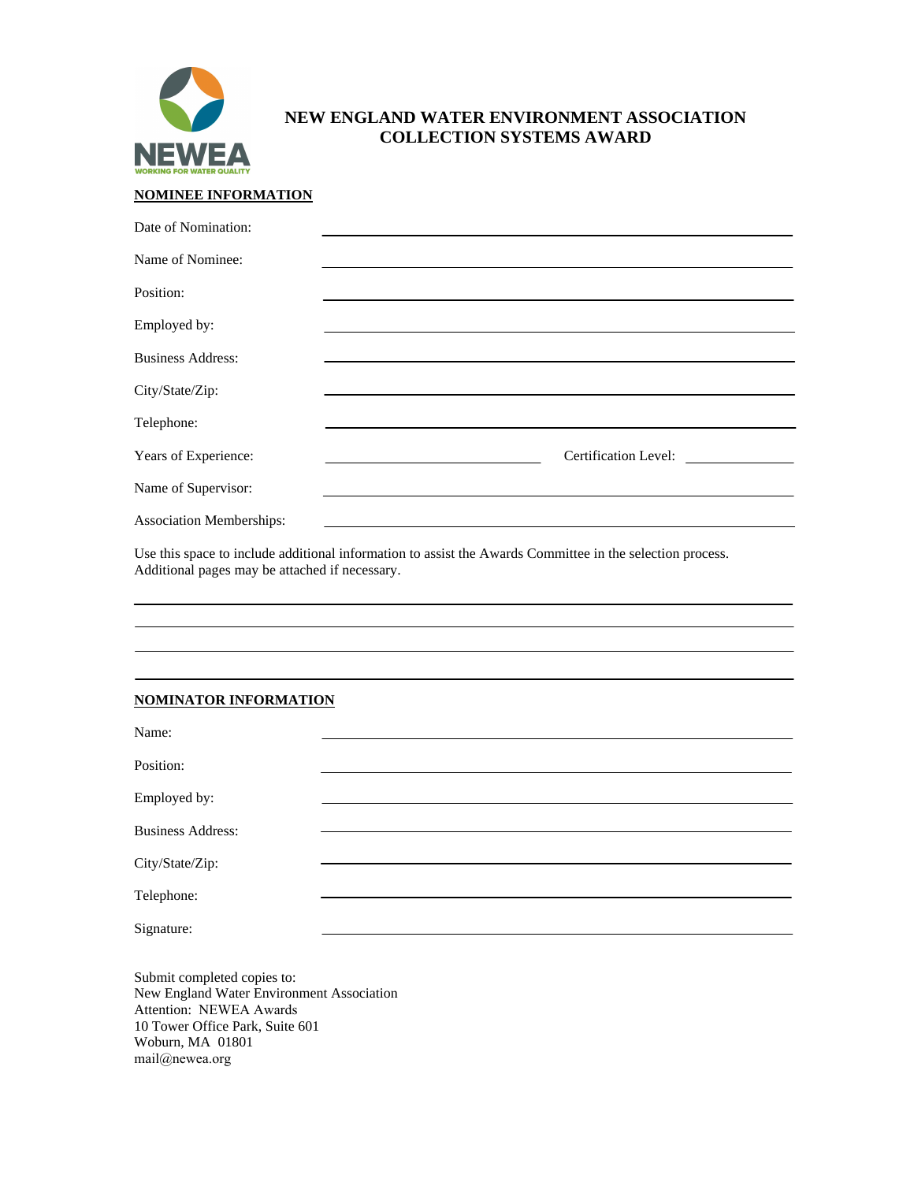# NEW ENGLAND WATER ENVIRONMENT ASSOCIATION COLLECTION SYSTEMS AWARD

## NOMINEE INFORMATION

Date of Nomination: ______________________________

Name of Nominee: ______________________________

Position: ______________________________

Employed by: ______________________________

Business Address: ______________________________

City/State/Zip: ______________________________

Telephone: ______________________________

Years of Experience: ____________________ Certification Level: ____________

Name of Supervisor: ______________________________

Association Memberships: ______________________________

Use this space to include additional information to assist the Awards Committee in the selection process. Additional pages may be attached if necessary.

______________________________

______________________________

______________________________

______________________________

## NOMINATOR INFORMATION

Name: ______________________________

Position: ______________________________

Employed by: ______________________________

Business Address: ______________________________

City/State/Zip: ______________________________

Telephone: ______________________________

Signature: ______________________________

Submit completed copies to:
New England Water Environment Association
Attention: NEWEA Awards
10 Tower Office Park, Suite 601
Woburn, MA 01801
mail@newea.org